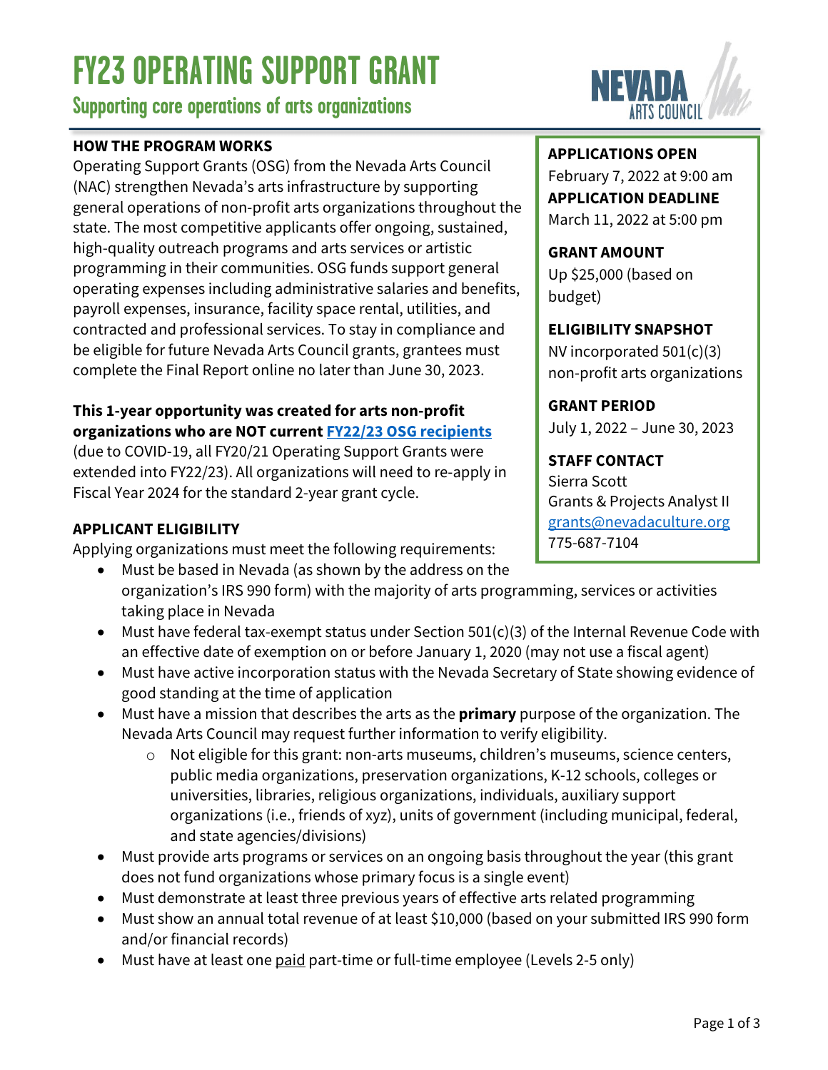# FY23 OPERATING SUPPORT GRANT

## Supporting core operations of arts organizations

NEVADA ARTS COUNCIL

**HOW THE PROGRAM WORKS**

Operating Support Grants (OSG) from the Nevada Arts Council (NAC) strengthen Nevada's arts infrastructure by supporting general operations of non-profit arts organizations throughout the state. The most competitive applicants offer ongoing, sustained, high-quality outreach programs and arts services or artistic programming in their communities. OSG funds support general operating expenses including administrative salaries and benefits, payroll expenses, insurance, facility space rental, utilities, and contracted and professional services. To stay in compliance and be eligible for future Nevada Arts Council grants, grantees must complete the Final Report online no later than June 30, 2023.

**This 1-year opportunity was created for arts non-profit organizations who are NOT current FY22/23 OSG recipients** (due to COVID-19, all FY20/21 Operating Support Grants were extended into FY22/23). All organizations will need to re-apply in Fiscal Year 2024 for the standard 2-year grant cycle.

**APPLICATIONS OPEN**
February 7, 2022 at 9:00 am

**APPLICATION DEADLINE**
March 11, 2022 at 5:00 pm

**GRANT AMOUNT**
Up $25,000 (based on budget)

**ELIGIBILITY SNAPSHOT**
NV incorporated 501(c)(3) non-profit arts organizations

**GRANT PERIOD**
July 1, 2022 – June 30, 2023

**STAFF CONTACT**
Sierra Scott
Grants & Projects Analyst II
grants@nevadaculture.org
775-687-7104

**APPLICANT ELIGIBILITY**

Applying organizations must meet the following requirements:

- Must be based in Nevada (as shown by the address on the organization's IRS 990 form) with the majority of arts programming, services or activities taking place in Nevada
- Must have federal tax-exempt status under Section 501(c)(3) of the Internal Revenue Code with an effective date of exemption on or before January 1, 2020 (may not use a fiscal agent)
- Must have active incorporation status with the Nevada Secretary of State showing evidence of good standing at the time of application
- Must have a mission that describes the arts as the **primary** purpose of the organization. The Nevada Arts Council may request further information to verify eligibility.
  - Not eligible for this grant: non-arts museums, children's museums, science centers, public media organizations, preservation organizations, K-12 schools, colleges or universities, libraries, religious organizations, individuals, auxiliary support organizations (i.e., friends of xyz), units of government (including municipal, federal, and state agencies/divisions)
- Must provide arts programs or services on an ongoing basis throughout the year (this grant does not fund organizations whose primary focus is a single event)
- Must demonstrate at least three previous years of effective arts related programming
- Must show an annual total revenue of at least $10,000 (based on your submitted IRS 990 form and/or financial records)
- Must have at least one paid part-time or full-time employee (Levels 2-5 only)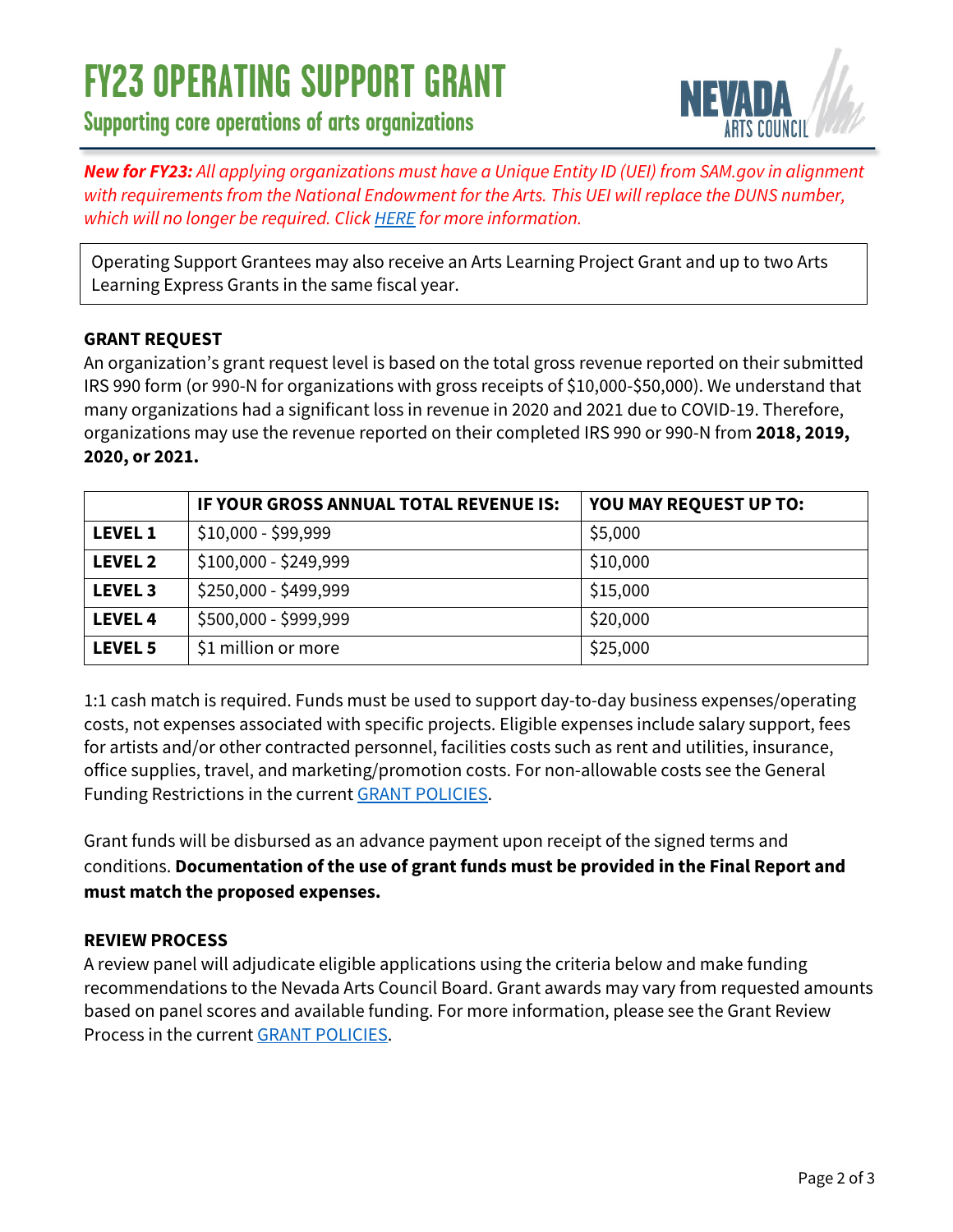# FY23 OPERATING SUPPORT GRANT

## Supporting core operations of arts organizations

NEVADA ARTS COUNCIL

***New for FY23:*** *All applying organizations must have a Unique Entity ID (UEI) from SAM.gov in alignment with requirements from the National Endowment for the Arts. This UEI will replace the DUNS number, which will no longer be required. Click [HERE](#) for more information.*

Operating Support Grantees may also receive an Arts Learning Project Grant and up to two Arts Learning Express Grants in the same fiscal year.

### GRANT REQUEST

An organization's grant request level is based on the total gross revenue reported on their submitted IRS 990 form (or 990-N for organizations with gross receipts of $10,000-$50,000). We understand that many organizations had a significant loss in revenue in 2020 and 2021 due to COVID-19. Therefore, organizations may use the revenue reported on their completed IRS 990 or 990-N from **2018, 2019, 2020, or 2021.**

| | IF YOUR GROSS ANNUAL TOTAL REVENUE IS: | YOU MAY REQUEST UP TO: |
|---|---|---|
| **LEVEL 1** | $10,000 - $99,999 | $5,000 |
| **LEVEL 2** | $100,000 - $249,999 | $10,000 |
| **LEVEL 3** | $250,000 - $499,999 | $15,000 |
| **LEVEL 4** | $500,000 - $999,999 | $20,000 |
| **LEVEL 5** | $1 million or more | $25,000 |

1:1 cash match is required. Funds must be used to support day-to-day business expenses/operating costs, not expenses associated with specific projects. Eligible expenses include salary support, fees for artists and/or other contracted personnel, facilities costs such as rent and utilities, insurance, office supplies, travel, and marketing/promotion costs. For non-allowable costs see the General Funding Restrictions in the current [GRANT POLICIES](#).

Grant funds will be disbursed as an advance payment upon receipt of the signed terms and conditions. **Documentation of the use of grant funds must be provided in the Final Report and must match the proposed expenses.**

### REVIEW PROCESS

A review panel will adjudicate eligible applications using the criteria below and make funding recommendations to the Nevada Arts Council Board. Grant awards may vary from requested amounts based on panel scores and available funding. For more information, please see the Grant Review Process in the current [GRANT POLICIES](#).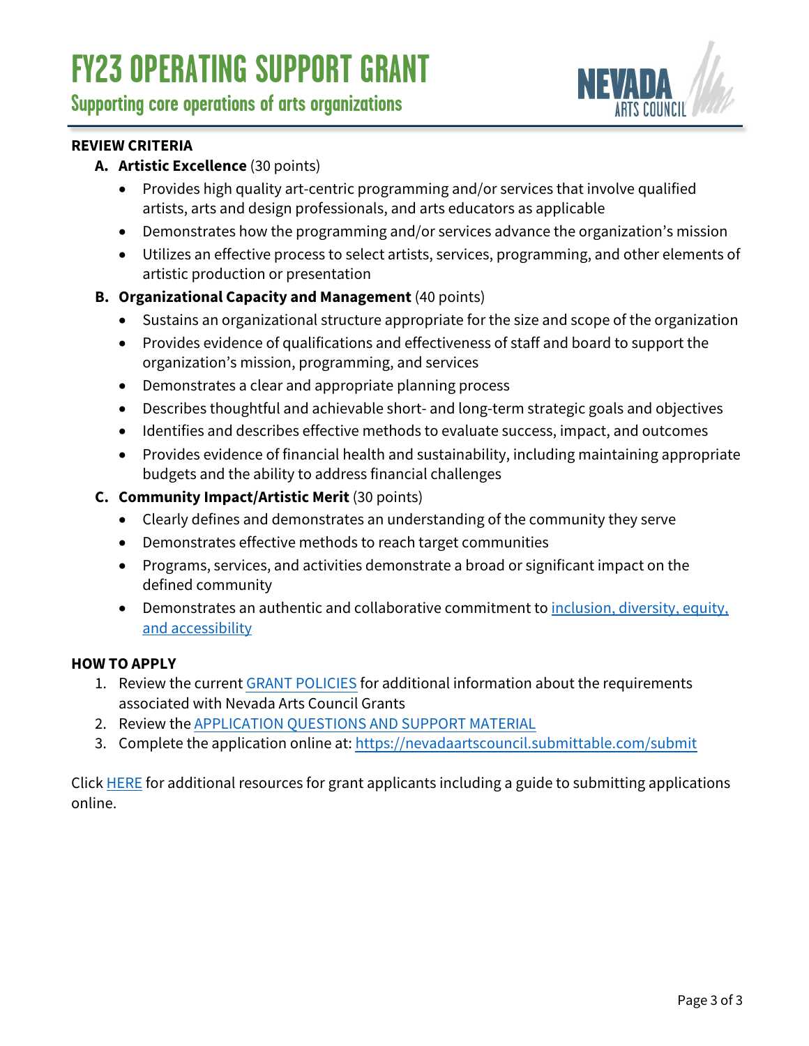# FY23 OPERATING SUPPORT GRANT

## Supporting core operations of arts organizations

**REVIEW CRITERIA**

A. **Artistic Excellence** (30 points)
   - Provides high quality art-centric programming and/or services that involve qualified artists, arts and design professionals, and arts educators as applicable
   - Demonstrates how the programming and/or services advance the organization's mission
   - Utilizes an effective process to select artists, services, programming, and other elements of artistic production or presentation

B. **Organizational Capacity and Management** (40 points)
   - Sustains an organizational structure appropriate for the size and scope of the organization
   - Provides evidence of qualifications and effectiveness of staff and board to support the organization's mission, programming, and services
   - Demonstrates a clear and appropriate planning process
   - Describes thoughtful and achievable short- and long-term strategic goals and objectives
   - Identifies and describes effective methods to evaluate success, impact, and outcomes
   - Provides evidence of financial health and sustainability, including maintaining appropriate budgets and the ability to address financial challenges

C. **Community Impact/Artistic Merit** (30 points)
   - Clearly defines and demonstrates an understanding of the community they serve
   - Demonstrates effective methods to reach target communities
   - Programs, services, and activities demonstrate a broad or significant impact on the defined community
   - Demonstrates an authentic and collaborative commitment to inclusion, diversity, equity, and accessibility

**HOW TO APPLY**

1. Review the current GRANT POLICIES for additional information about the requirements associated with Nevada Arts Council Grants
2. Review the APPLICATION QUESTIONS AND SUPPORT MATERIAL
3. Complete the application online at: https://nevadaartscouncil.submittable.com/submit

Click HERE for additional resources for grant applicants including a guide to submitting applications online.